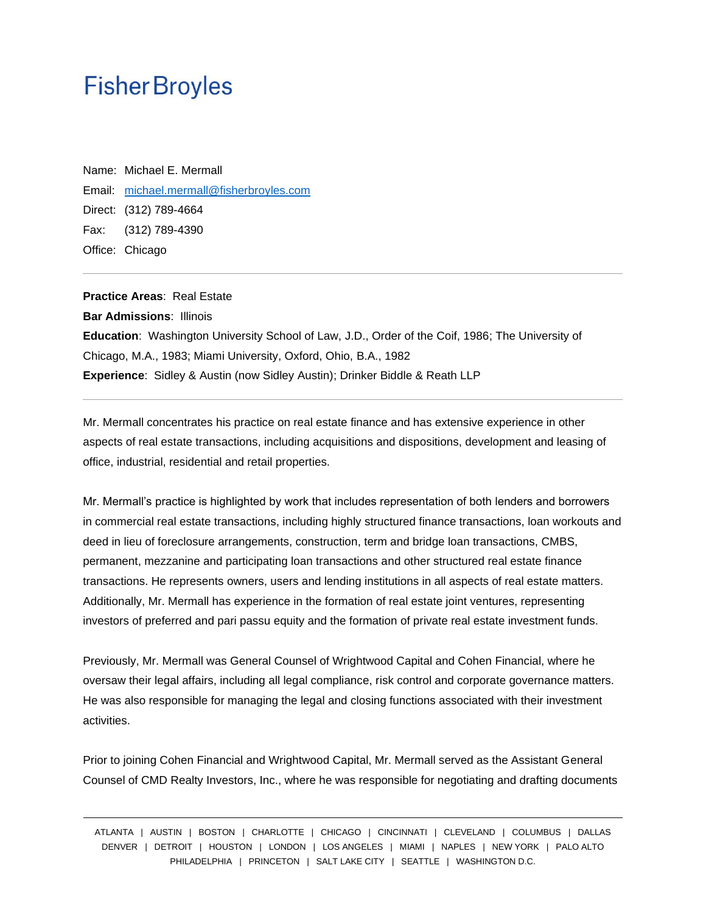# Fisher Broyles

Name: Michael E. Mermall

Email: michael.mermall@fisherbroyles.com

Direct: (312) 789-4664

Fax: (312) 789-4390

Office: Chicago

---

**Practice Areas**: Real Estate

**Bar Admissions**: Illinois

**Education**: Washington University School of Law, J.D., Order of the Coif, 1986; The University of Chicago, M.A., 1983; Miami University, Oxford, Ohio, B.A., 1982

**Experience**: Sidley & Austin (now Sidley Austin); Drinker Biddle & Reath LLP

---

Mr. Mermall concentrates his practice on real estate finance and has extensive experience in other aspects of real estate transactions, including acquisitions and dispositions, development and leasing of office, industrial, residential and retail properties.

Mr. Mermall's practice is highlighted by work that includes representation of both lenders and borrowers in commercial real estate transactions, including highly structured finance transactions, loan workouts and deed in lieu of foreclosure arrangements, construction, term and bridge loan transactions, CMBS, permanent, mezzanine and participating loan transactions and other structured real estate finance transactions. He represents owners, users and lending institutions in all aspects of real estate matters. Additionally, Mr. Mermall has experience in the formation of real estate joint ventures, representing investors of preferred and pari passu equity and the formation of private real estate investment funds.

Previously, Mr. Mermall was General Counsel of Wrightwood Capital and Cohen Financial, where he oversaw their legal affairs, including all legal compliance, risk control and corporate governance matters. He was also responsible for managing the legal and closing functions associated with their investment activities.

Prior to joining Cohen Financial and Wrightwood Capital, Mr. Mermall served as the Assistant General Counsel of CMD Realty Investors, Inc., where he was responsible for negotiating and drafting documents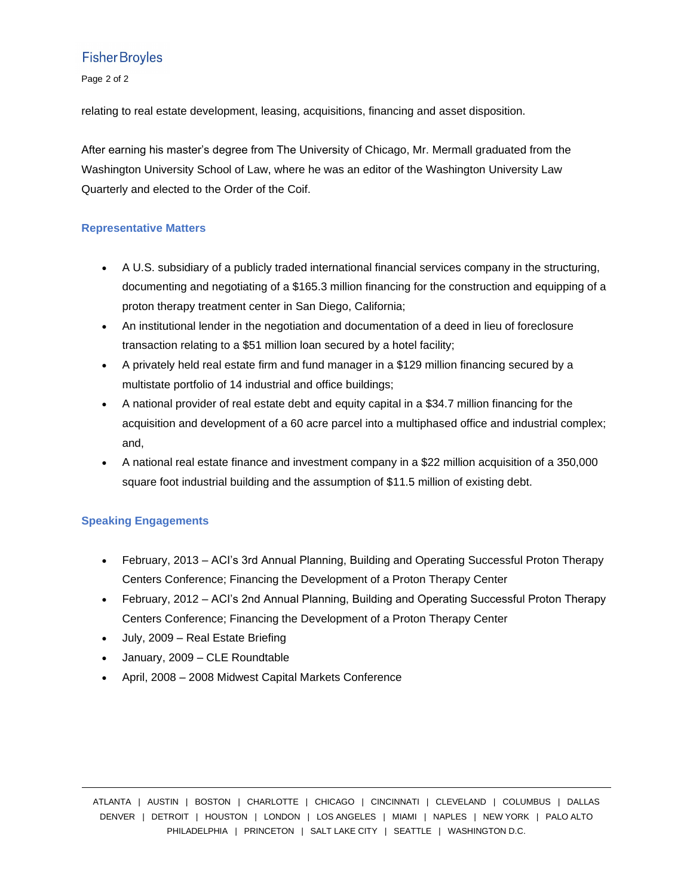relating to real estate development, leasing, acquisitions, financing and asset disposition.

After earning his master's degree from The University of Chicago, Mr. Mermall graduated from the Washington University School of Law, where he was an editor of the Washington University Law Quarterly and elected to the Order of the Coif.

## Representative Matters

- A U.S. subsidiary of a publicly traded international financial services company in the structuring, documenting and negotiating of a $165.3 million financing for the construction and equipping of a proton therapy treatment center in San Diego, California;
- An institutional lender in the negotiation and documentation of a deed in lieu of foreclosure transaction relating to a $51 million loan secured by a hotel facility;
- A privately held real estate firm and fund manager in a $129 million financing secured by a multistate portfolio of 14 industrial and office buildings;
- A national provider of real estate debt and equity capital in a $34.7 million financing for the acquisition and development of a 60 acre parcel into a multiphased office and industrial complex; and,
- A national real estate finance and investment company in a $22 million acquisition of a 350,000 square foot industrial building and the assumption of $11.5 million of existing debt.

## Speaking Engagements

- February, 2013 – ACI's 3rd Annual Planning, Building and Operating Successful Proton Therapy Centers Conference; Financing the Development of a Proton Therapy Center
- February, 2012 – ACI's 2nd Annual Planning, Building and Operating Successful Proton Therapy Centers Conference; Financing the Development of a Proton Therapy Center
- July, 2009 – Real Estate Briefing
- January, 2009 – CLE Roundtable
- April, 2008 – 2008 Midwest Capital Markets Conference